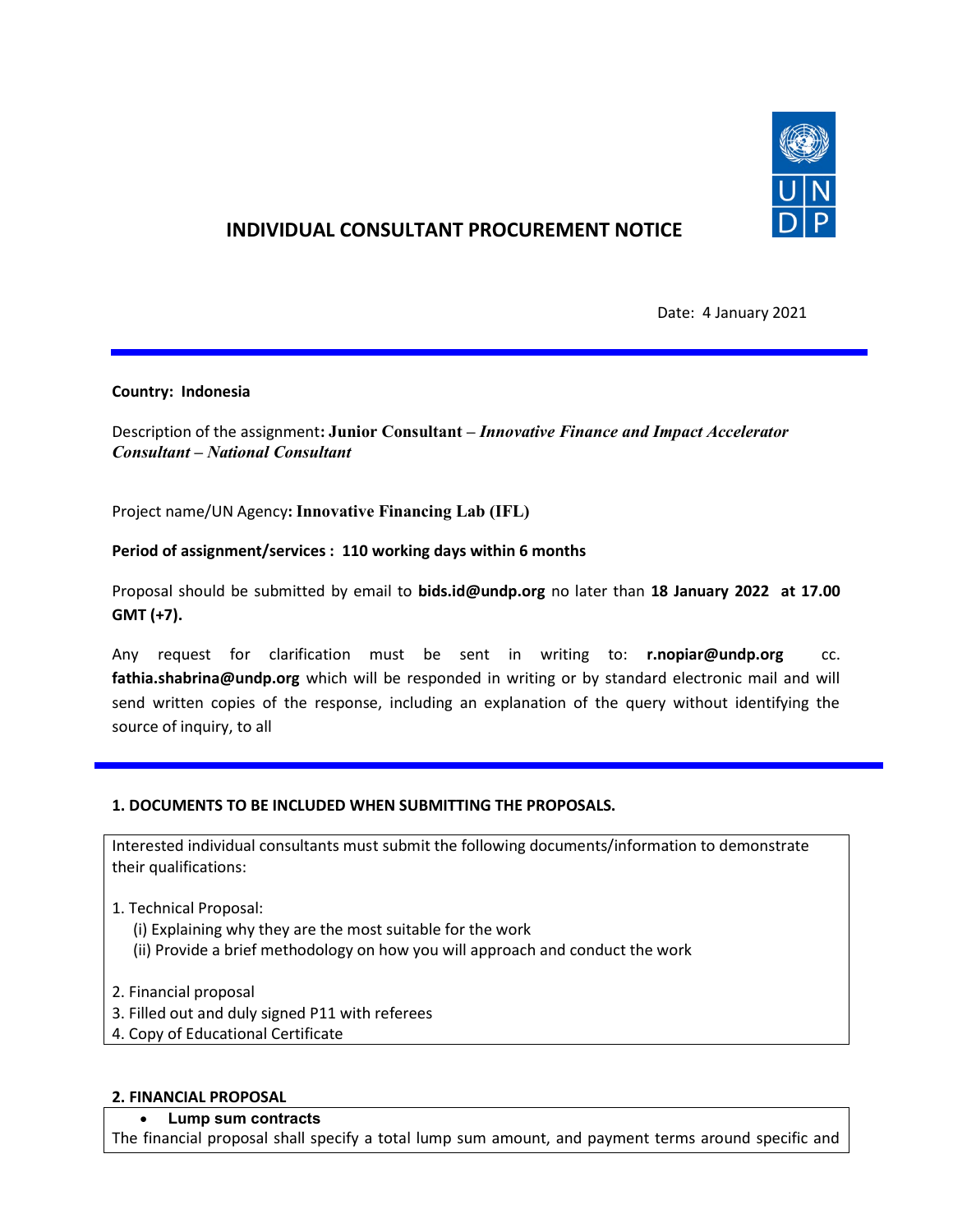# INDIVIDUAL CONSULTANT PROCUREMENT NOTICE

Date: 4 January 2021

**Country: Indonesia**

Description of the assignment**: Junior Consultant** – ***Innovative Finance and Impact Accelerator Consultant – National Consultant***

Project name/UN Agency**: Innovative Financing Lab (IFL)**

**Period of assignment/services : 110 working days within 6 months**

Proposal should be submitted by email to **bids.id@undp.org** no later than **18 January 2022 at 17.00 GMT (+7).**

Any request for clarification must be sent in writing to: **r.nopiar@undp.org** cc. **fathia.shabrina@undp.org** which will be responded in writing or by standard electronic mail and will send written copies of the response, including an explanation of the query without identifying the source of inquiry, to all

## 1. DOCUMENTS TO BE INCLUDED WHEN SUBMITTING THE PROPOSALS.

Interested individual consultants must submit the following documents/information to demonstrate their qualifications:

1. Technical Proposal:
   (i) Explaining why they are the most suitable for the work
   (ii) Provide a brief methodology on how you will approach and conduct the work

2. Financial proposal
3. Filled out and duly signed P11 with referees
4. Copy of Educational Certificate

## 2. FINANCIAL PROPOSAL

- **Lump sum contracts**

The financial proposal shall specify a total lump sum amount, and payment terms around specific and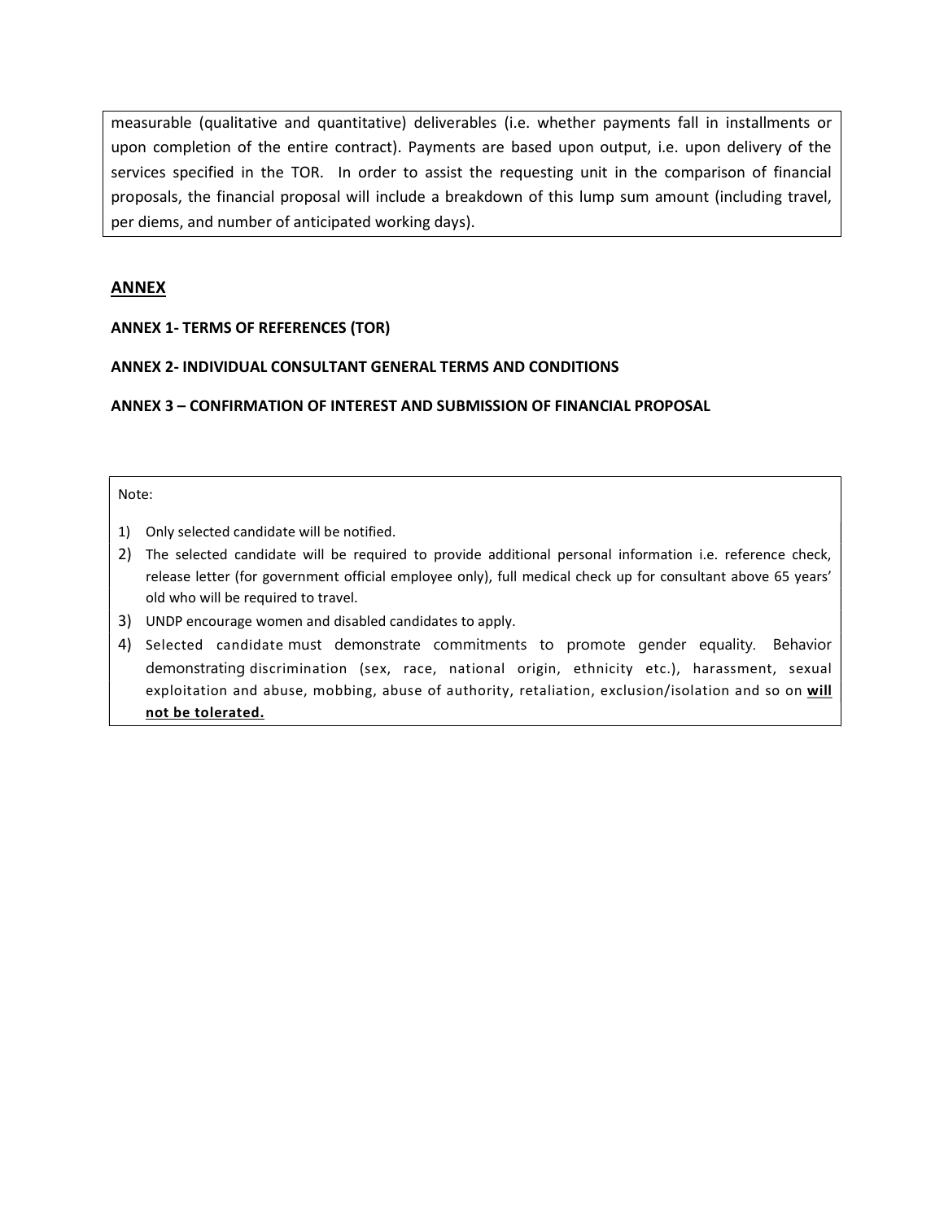measurable (qualitative and quantitative) deliverables (i.e. whether payments fall in installments or upon completion of the entire contract). Payments are based upon output, i.e. upon delivery of the services specified in the TOR. In order to assist the requesting unit in the comparison of financial proposals, the financial proposal will include a breakdown of this lump sum amount (including travel, per diems, and number of anticipated working days).

## ANNEX

**ANNEX 1- TERMS OF REFERENCES (TOR)**

**ANNEX 2- INDIVIDUAL CONSULTANT GENERAL TERMS AND CONDITIONS**

**ANNEX 3 – CONFIRMATION OF INTEREST AND SUBMISSION OF FINANCIAL PROPOSAL**

Note:

1) Only selected candidate will be notified.
2) The selected candidate will be required to provide additional personal information i.e. reference check, release letter (for government official employee only), full medical check up for consultant above 65 years' old who will be required to travel.
3) UNDP encourage women and disabled candidates to apply.
4) Selected candidate must demonstrate commitments to promote gender equality. Behavior demonstrating discrimination (sex, race, national origin, ethnicity etc.), harassment, sexual exploitation and abuse, mobbing, abuse of authority, retaliation, exclusion/isolation and so on **will not be tolerated.**